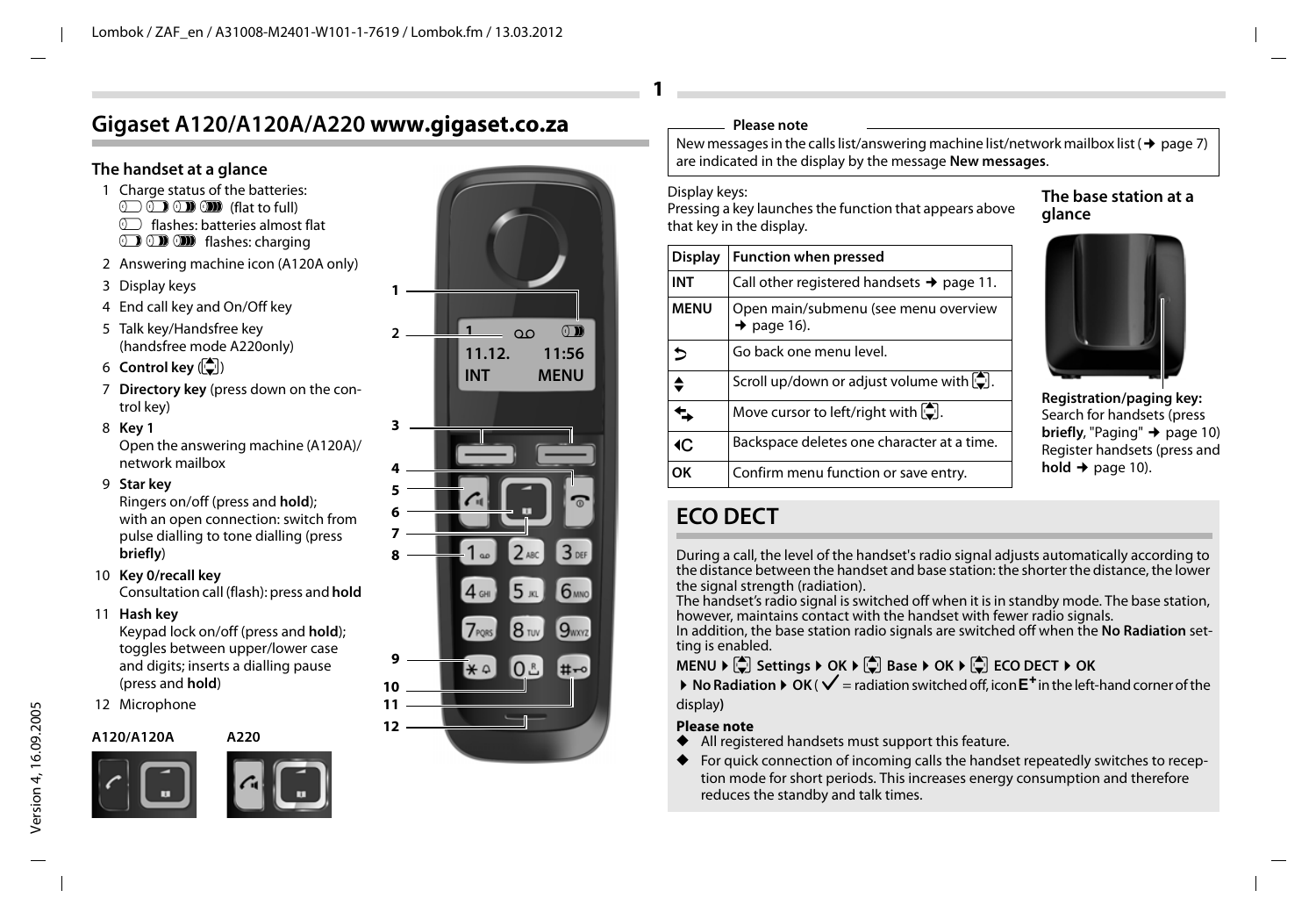# Gigaset A120/A120A/A220 www.gigaset.co.za

## The handset at a glance

1 Charge status of the batteries:
(flat to full)
flashes: batteries almost flat
flashes: charging

2 Answering machine icon (A120A only)

3 Display keys

4 End call key and On/Off key

5 Talk key/Handsfree key
(handsfree mode A220only)

6 **Control key** ()

7 **Directory key** (press down on the control key)

8 **Key 1**
Open the answering machine (A120A)/ network mailbox

9 **Star key**
Ringers on/off (press and **hold**);
with an open connection: switch from pulse dialling to tone dialling (press **briefly**)

10 **Key 0/recall key**
Consultation call (flash): press and **hold**

11 **Hash key**
Keypad lock on/off (press and **hold**); toggles between upper/lower case and digits; inserts a dialling pause (press and **hold**)

12 Microphone

**A120/A120A** **A220**

1 11.12. 11:56
INT MENU

**Please note**

New messages in the calls list/answering machine list/network mailbox list (➜ page 7) are indicated in the display by the message **New messages**.

Display keys:
Pressing a key launches the function that appears above that key in the display.

| Display | Function when pressed |
|---|---|
| INT | Call other registered handsets ➜ page 11. |
| MENU | Open main/submenu (see menu overview ➜ page 16). |
| ↩ | Go back one menu level. |
| ⬍ | Scroll up/down or adjust volume with . |
| ⬌ | Move cursor to left/right with . |
| ◂C | Backspace deletes one character at a time. |
| OK | Confirm menu function or save entry. |

### The base station at a glance

**Registration/paging key:**
Search for handsets (press **briefly**, "Paging" ➜ page 10)
Register handsets (press and **hold** ➜ page 10).

## ECO DECT

During a call, the level of the handset's radio signal adjusts automatically according to the distance between the handset and base station: the shorter the distance, the lower the signal strength (radiation).
The handset's radio signal is switched off when it is in standby mode. The base station, however, maintains contact with the handset with fewer radio signals.
In addition, the base station radio signals are switched off when the **No Radiation** setting is enabled.

**MENU ▸ Settings ▸ OK ▸ Base ▸ OK ▸ ECO DECT ▸ OK**
**▸ No Radiation ▸ OK** (✓ = radiation switched off, icon $E^+$ in the left-hand corner of the display)

**Please note**

- All registered handsets must support this feature.
- For quick connection of incoming calls the handset repeatedly switches to reception mode for short periods. This increases energy consumption and therefore reduces the standby and talk times.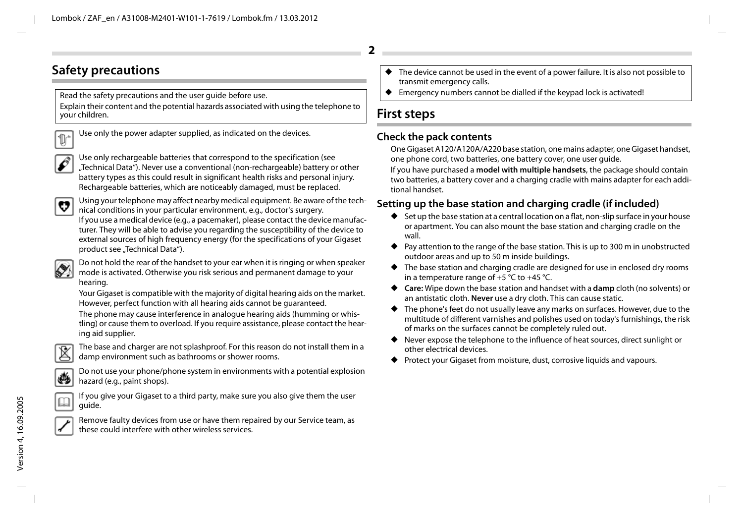## Safety precautions

Read the safety precautions and the user guide before use.
Explain their content and the potential hazards associated with using the telephone to your children.

Use only the power adapter supplied, as indicated on the devices.

Use only rechargeable batteries that correspond to the specification (see „Technical Data“). Never use a conventional (non-rechargeable) battery or other battery types as this could result in significant health risks and personal injury. Rechargeable batteries, which are noticeably damaged, must be replaced.

Using your telephone may affect nearby medical equipment. Be aware of the technical conditions in your particular environment, e.g., doctor's surgery.
If you use a medical device (e.g., a pacemaker), please contact the device manufacturer. They will be able to advise you regarding the susceptibility of the device to external sources of high frequency energy (for the specifications of your Gigaset product see „Technical Data“).

Do not hold the rear of the handset to your ear when it is ringing or when speaker mode is activated. Otherwise you risk serious and permanent damage to your hearing.

Your Gigaset is compatible with the majority of digital hearing aids on the market. However, perfect function with all hearing aids cannot be guaranteed.

The phone may cause interference in analogue hearing aids (humming or whistling) or cause them to overload. If you require assistance, please contact the hearing aid supplier.

The base and charger are not splashproof. For this reason do not install them in a damp environment such as bathrooms or shower rooms.

Do not use your phone/phone system in environments with a potential explosion hazard (e.g., paint shops).

If you give your Gigaset to a third party, make sure you also give them the user guide.

Remove faulty devices from use or have them repaired by our Service team, as these could interfere with other wireless services.

- The device cannot be used in the event of a power failure. It is also not possible to transmit emergency calls.
- Emergency numbers cannot be dialled if the keypad lock is activated!

## First steps

### Check the pack contents

One Gigaset A120/A120A/A220 base station, one mains adapter, one Gigaset handset, one phone cord, two batteries, one battery cover, one user guide.

If you have purchased a **model with multiple handsets**, the package should contain two batteries, a battery cover and a charging cradle with mains adapter for each additional handset.

### Setting up the base station and charging cradle (if included)

- Set up the base station at a central location on a flat, non-slip surface in your house or apartment. You can also mount the base station and charging cradle on the wall.
- Pay attention to the range of the base station. This is up to 300 m in unobstructed outdoor areas and up to 50 m inside buildings.
- The base station and charging cradle are designed for use in enclosed dry rooms in a temperature range of +5 °C to +45 °C.
- **Care:** Wipe down the base station and handset with a **damp** cloth (no solvents) or an antistatic cloth. **Never** use a dry cloth. This can cause static.
- The phone's feet do not usually leave any marks on surfaces. However, due to the multitude of different varnishes and polishes used on today's furnishings, the risk of marks on the surfaces cannot be completely ruled out.
- Never expose the telephone to the influence of heat sources, direct sunlight or other electrical devices.
- Protect your Gigaset from moisture, dust, corrosive liquids and vapours.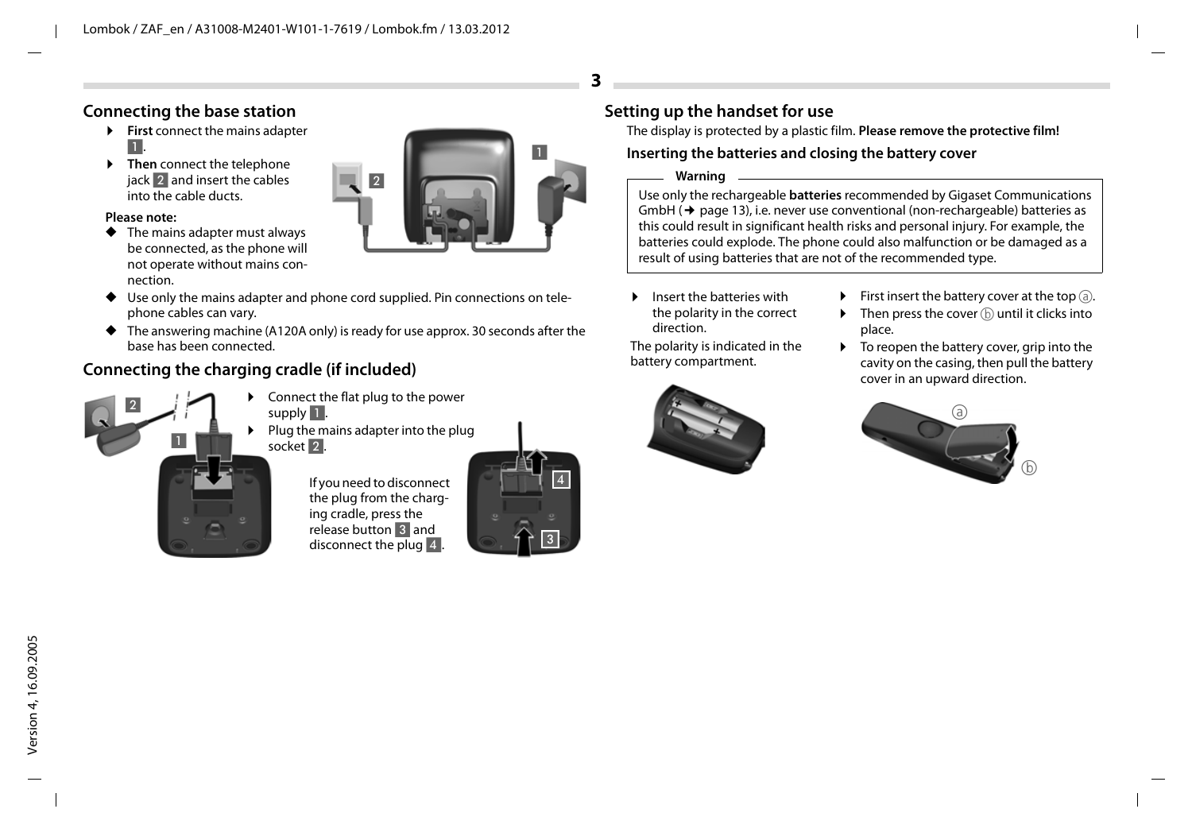## Connecting the base station

- **First** connect the mains adapter 1.
- **Then** connect the telephone jack 2 and insert the cables into the cable ducts.

**Please note:**

- The mains adapter must always be connected, as the phone will not operate without mains connection.
- Use only the mains adapter and phone cord supplied. Pin connections on telephone cables can vary.
- The answering machine (A120A only) is ready for use approx. 30 seconds after the base has been connected.

## Connecting the charging cradle (if included)

- Connect the flat plug to the power supply 1.
- Plug the mains adapter into the plug socket 2.

If you need to disconnect the plug from the charging cradle, press the release button 3 and disconnect the plug 4.

## Setting up the handset for use

The display is protected by a plastic film. **Please remove the protective film!**

### Inserting the batteries and closing the battery cover

**Warning**

Use only the rechargeable **batteries** recommended by Gigaset Communications GmbH (→ page 13), i.e. never use conventional (non-rechargeable) batteries as this could result in significant health risks and personal injury. For example, the batteries could explode. The phone could also malfunction or be damaged as a result of using batteries that are not of the recommended type.

- Insert the batteries with the polarity in the correct direction.

The polarity is indicated in the battery compartment.

- First insert the battery cover at the top ⓐ.
- Then press the cover ⓑ until it clicks into place.
- To reopen the battery cover, grip into the cavity on the casing, then pull the battery cover in an upward direction.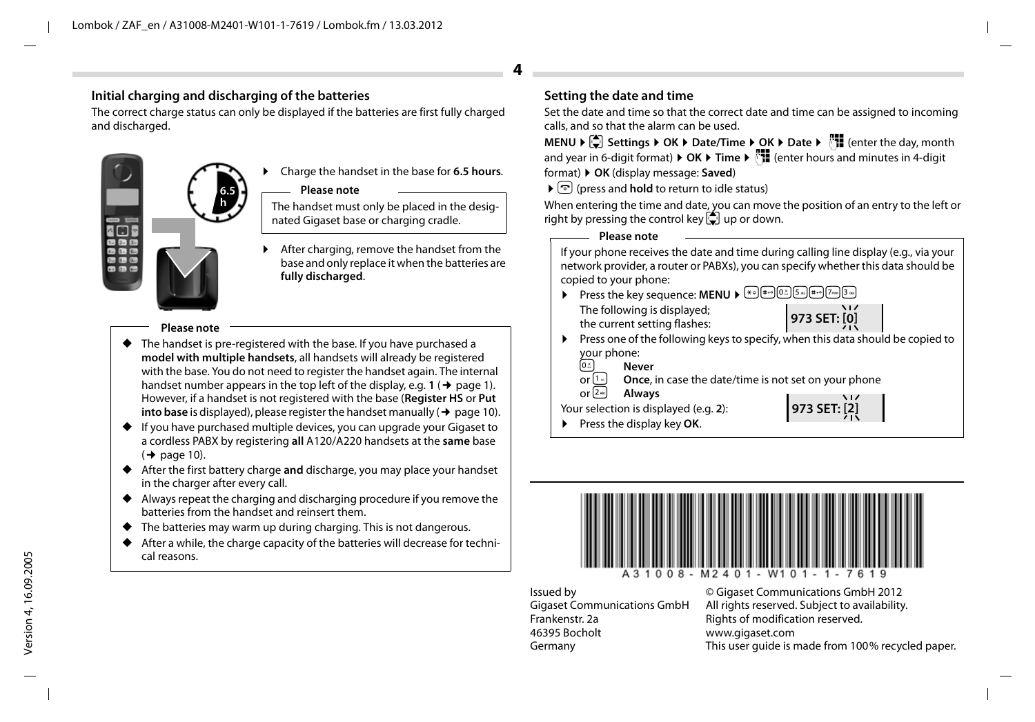## Initial charging and discharging of the batteries

The correct charge status can only be displayed if the batteries are first fully charged and discharged.

- Charge the handset in the base for **6.5 hours**.

**Please note**

The handset must only be placed in the designated Gigaset base or charging cradle.

- After charging, remove the handset from the base and only replace it when the batteries are **fully discharged**.

**Please note**

- The handset is pre-registered with the base. If you have purchased a **model with multiple handsets**, all handsets will already be registered with the base. You do not need to register the handset again. The internal handset number appears in the top left of the display, e.g. **1** (→ page 1). However, if a handset is not registered with the base (**Register HS** or **Put into base** is displayed), please register the handset manually (→ page 10).
- If you have purchased multiple devices, you can upgrade your Gigaset to a cordless PABX by registering **all** A120/A220 handsets at the **same** base (→ page 10).
- After the first battery charge **and** discharge, you may place your handset in the charger after every call.
- Always repeat the charging and discharging procedure if you remove the batteries from the handset and reinsert them.
- The batteries may warm up during charging. This is not dangerous.
- After a while, the charge capacity of the batteries will decrease for technical reasons.

## Setting the date and time

Set the date and time so that the correct date and time can be assigned to incoming calls, and so that the alarm can be used.

**MENU** ▸ [control key] **Settings** ▸ **OK** ▸ **Date/Time** ▸ **OK** ▸ **Date** ▸ [keypad] (enter the day, month and year in 6-digit format) ▸ **OK** ▸ **Time** ▸ [keypad] (enter hours and minutes in 4-digit format) ▸ **OK** (display message: **Saved**)

▸ [end call key] (press and **hold** to return to idle status)

When entering the time and date, you can move the position of an entry to the left or right by pressing the control key up or down.

**Please note**

If your phone receives the date and time during calling line display (e.g., via your network provider, a router or PABXs), you can specify whether this data should be copied to your phone:

- Press the key sequence: **MENU** ▸ * # 0 5 # 7 3

  The following is displayed; the current setting flashes: **973 SET: [0]**

- Press one of the following keys to specify, when this data should be copied to your phone:

  0 **Never**
  or 1 **Once**, in case the date/time is not set on your phone
  or 2 **Always**

  Your selection is displayed (e.g. **2**): **973 SET: [2]**

- Press the display key **OK**.

A31008-M2401-W101-1-7619

Issued by
Gigaset Communications GmbH
Frankenstr. 2a
46395 Bocholt
Germany

© Gigaset Communications GmbH 2012
All rights reserved. Subject to availability.
Rights of modification reserved.
www.gigaset.com
This user guide is made from 100% recycled paper.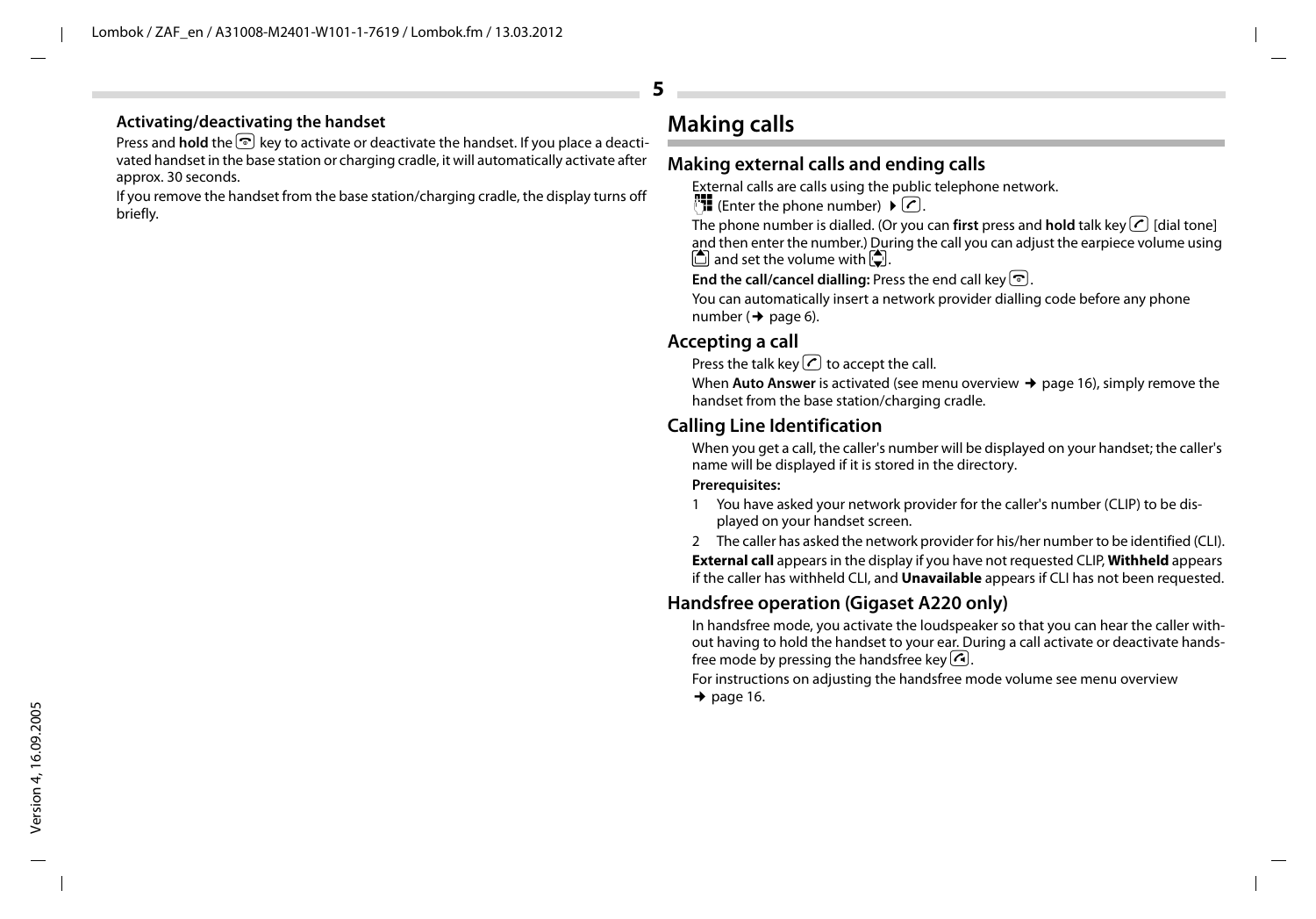### Activating/deactivating the handset

Press and **hold** the end call key to activate or deactivate the handset. If you place a deactivated handset in the base station or charging cradle, it will automatically activate after approx. 30 seconds.

If you remove the handset from the base station/charging cradle, the display turns off briefly.

# Making calls

## Making external calls and ending calls

External calls are calls using the public telephone network.

(Enter the phone number) ▸ talk key.

The phone number is dialled. (Or you can **first** press and **hold** talk key [dial tone] and then enter the number.) During the call you can adjust the earpiece volume using the menu key and set the volume with the up/down keys.

**End the call/cancel dialling:** Press the end call key.

You can automatically insert a network provider dialling code before any phone number (➜ page 6).

## Accepting a call

Press the talk key to accept the call.

When **Auto Answer** is activated (see menu overview ➜ page 16), simply remove the handset from the base station/charging cradle.

## Calling Line Identification

When you get a call, the caller's number will be displayed on your handset; the caller's name will be displayed if it is stored in the directory.

**Prerequisites:**

1. You have asked your network provider for the caller's number (CLIP) to be displayed on your handset screen.
2. The caller has asked the network provider for his/her number to be identified (CLI).

**External call** appears in the display if you have not requested CLIP, **Withheld** appears if the caller has withheld CLI, and **Unavailable** appears if CLI has not been requested.

## Handsfree operation (Gigaset A220 only)

In handsfree mode, you activate the loudspeaker so that you can hear the caller without having to hold the handset to your ear. During a call activate or deactivate handsfree mode by pressing the handsfree key.

For instructions on adjusting the handsfree mode volume see menu overview ➜ page 16.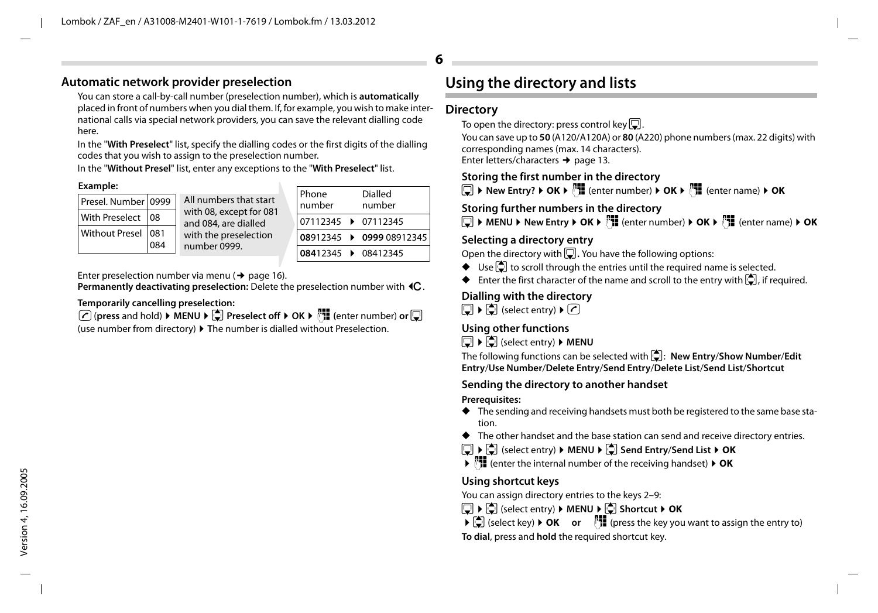## Automatic network provider preselection

You can store a call-by-call number (preselection number), which is **automatically** placed in front of numbers when you dial them. If, for example, you wish to make international calls via special network providers, you can save the relevant dialling code here.

In the "**With Preselect**" list, specify the dialling codes or the first digits of the dialling codes that you wish to assign to the preselection number.

In the "**Without Presel**" list, enter any exceptions to the "**With Preselect**" list.

**Example:**

| Presel. Number | 0999 |
|---|---|
| With Preselect | 08 |
| Without Presel | 081 084 |

All numbers that start with 08, except for 081 and 084, are dialled with the preselection number 0999.

| Phone number | | Dialled number |
|---|---|---|
| 07112345 | ▶ | 07112345 |
| **08**912345 | ▶ | **0999** 08912345 |
| **084**12345 | ▶ | 08412345 |

Enter preselection number via menu (➔ page 16).

**Permanently deactivating preselection:** Delete the preselection number with ◄C.

**Temporarily cancelling preselection:**

(**press** and hold) ▶ **MENU** ▶ **Preselect off** ▶ **OK** ▶ (enter number) **or** (use number from directory) ▶ **T**he number is dialled without Preselection.

# Using the directory and lists

## Directory

To open the directory: press control key.

You can save up to **50** (A120/A120A) or **80** (A220) phone numbers (max. 22 digits) with corresponding names (max. 14 characters).

Enter letters/characters ➔ page 13.

### Storing the first number in the directory

▶ **New Entry?** ▶ **OK** ▶ (enter number) ▶ **OK** ▶ (enter name) ▶ **OK**

### Storing further numbers in the directory

▶ **MENU** ▶ **New Entry** ▶ **OK** ▶ (enter number) ▶ **OK** ▶ (enter name) ▶ **OK**

### Selecting a directory entry

Open the directory with. You have the following options:

- Use to scroll through the entries until the required name is selected.
- Enter the first character of the name and scroll to the entry with, if required.

### Dialling with the directory

▶ (select entry) ▶

### Using other functions

▶ (select entry) ▶ **MENU**

The following functions can be selected with: **New Entry**/**Show Number**/**Edit Entry**/**Use Number**/**Delete Entry**/**Send Entry**/**Delete List**/**Send List**/**Shortcut**

### Sending the directory to another handset

**Prerequisites:**

- The sending and receiving handsets must both be registered to the same base station.
- The other handset and the base station can send and receive directory entries.

▶ (select entry) ▶ **MENU** ▶ **Send Entry**/**Send List** ▶ **OK**
▶ (enter the internal number of the receiving handset) ▶ **OK**

### Using shortcut keys

You can assign directory entries to the keys 2–9:

▶ (select entry) ▶ **MENU** ▶ **Shortcut** ▶ **OK**
▶ (select key) ▶ **OK** or (press the key you want to assign the entry to)

**To dial**, press and **hold** the required shortcut key.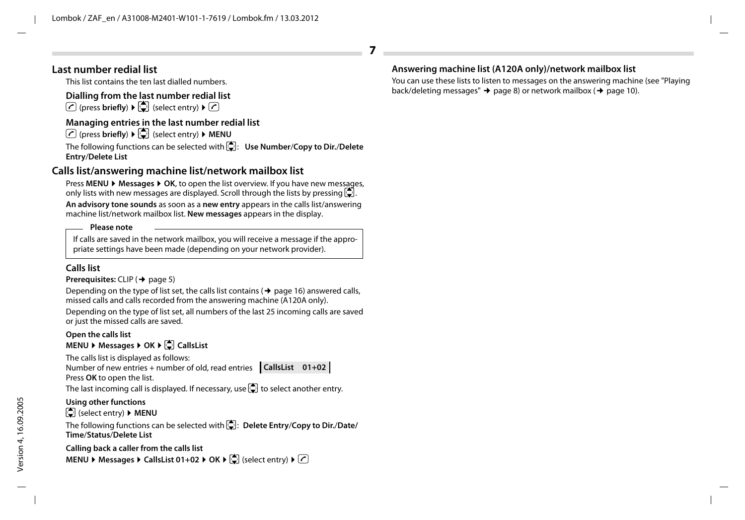## Last number redial list

This list contains the ten last dialled numbers.

### Dialling from the last number redial list

(press **briefly**) ▶ (select entry) ▶

### Managing entries in the last number redial list

(press **briefly**) ▶ (select entry) ▶ **MENU**

The following functions can be selected with : **Use Number**/**Copy to Dir.**/**Delete Entry**/**Delete List**

## Calls list/answering machine list/network mailbox list

Press **MENU** ▶ **Messages** ▶ **OK**, to open the list overview. If you have new messages, only lists with new messages are displayed. Scroll through the lists by pressing .

**An advisory tone sounds** as soon as a **new entry** appears in the calls list/answering machine list/network mailbox list. **New messages** appears in the display.

**Please note**

If calls are saved in the network mailbox, you will receive a message if the appropriate settings have been made (depending on your network provider).

### Calls list

**Prerequisites:** CLIP (➜ page 5)

Depending on the type of list set, the calls list contains (➜ page 16) answered calls, missed calls and calls recorded from the answering machine (A120A only).

Depending on the type of list set, all numbers of the last 25 incoming calls are saved or just the missed calls are saved.

**Open the calls list**

**MENU** ▶ **Messages** ▶ **OK** ▶ **CallsList**

The calls list is displayed as follows:

Number of new entries + number of old, read entries **CallsList 01+02**

Press **OK** to open the list.

The last incoming call is displayed. If necessary, use to select another entry.

**Using other functions**

(select entry) ▶ **MENU**

The following functions can be selected with : **Delete Entry**/**Copy to Dir.**/**Date/Time**/**Status**/**Delete List**

**Calling back a caller from the calls list**

**MENU** ▶ **Messages** ▶ **CallsList 01+02** ▶ **OK** ▶ (select entry) ▶

### Answering machine list (A120A only)/network mailbox list

You can use these lists to listen to messages on the answering machine (see "Playing back/deleting messages" ➜ page 8) or network mailbox (➜ page 10).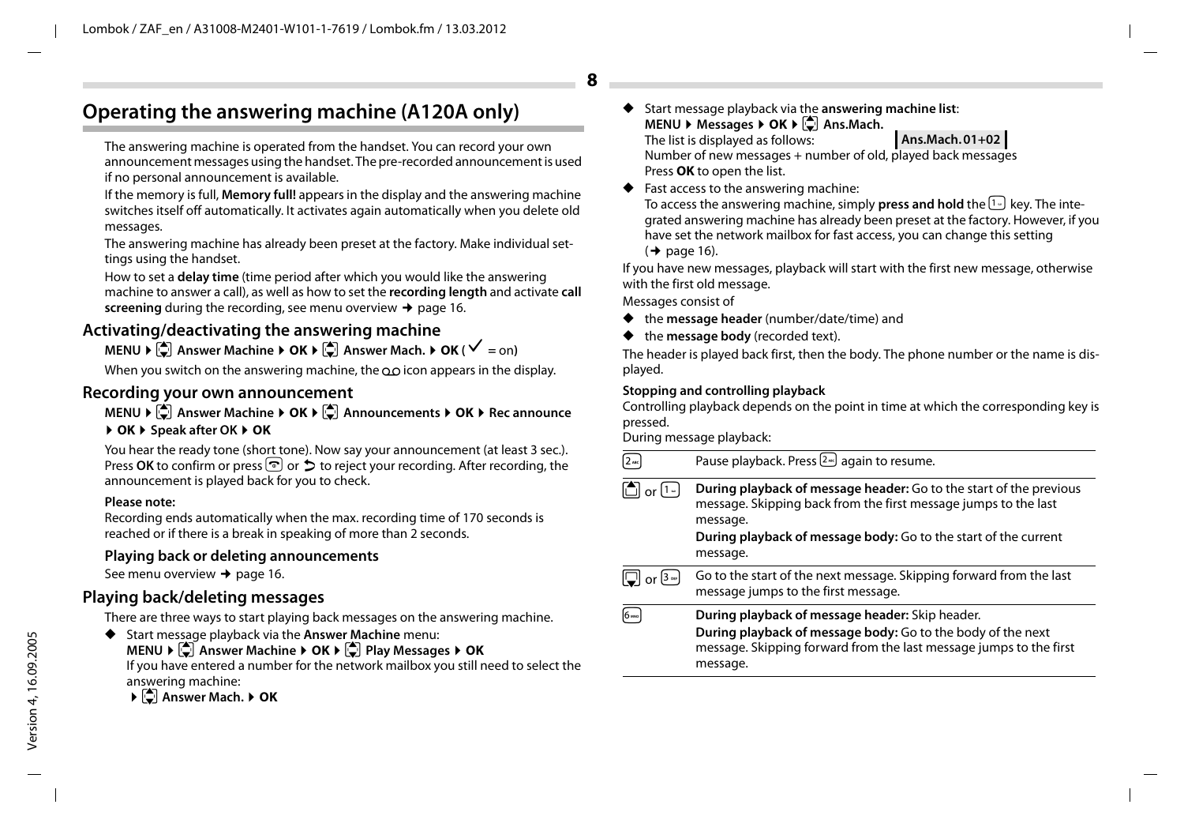# Operating the answering machine (A120A only)

The answering machine is operated from the handset. You can record your own announcement messages using the handset. The pre-recorded announcement is used if no personal announcement is available.

If the memory is full, **Memory full!** appears in the display and the answering machine switches itself off automatically. It activates again automatically when you delete old messages.

The answering machine has already been preset at the factory. Make individual settings using the handset.

How to set a **delay time** (time period after which you would like the answering machine to answer a call), as well as how to set the **recording length** and activate **call screening** during the recording, see menu overview → page 16.

## Activating/deactivating the answering machine

**MENU ▸ [▲▼] Answer Machine ▸ OK ▸ [▲▼] Answer Mach. ▸ OK** (✓ = on)

When you switch on the answering machine, the ꝏ icon appears in the display.

## Recording your own announcement

**MENU ▸ [▲▼] Answer Machine ▸ OK ▸ [▲▼] Announcements ▸ OK ▸ Rec announce ▸ OK ▸ Speak after OK ▸ OK**

You hear the ready tone (short tone). Now say your announcement (at least 3 sec.). Press **OK** to confirm or press [end key] or ↺ to reject your recording. After recording, the announcement is played back for you to check.

**Please note:**

Recording ends automatically when the max. recording time of 170 seconds is reached or if there is a break in speaking of more than 2 seconds.

### Playing back or deleting announcements

See menu overview → page 16.

## Playing back/deleting messages

There are three ways to start playing back messages on the answering machine.

- Start message playback via the **Answer Machine** menu:
  **MENU ▸ [▲▼] Answer Machine ▸ OK ▸ [▲▼] Play Messages ▸ OK**
  If you have entered a number for the network mailbox you still need to select the answering machine:
  **▸ [▲▼] Answer Mach. ▸ OK**
- Start message playback via the **answering machine list**:
  **MENU ▸ Messages ▸ OK ▸ [▲▼] Ans.Mach.**
  The list is displayed as follows: **Ans.Mach. 01+02**
  Number of new messages + number of old, played back messages
  Press **OK** to open the list.
- Fast access to the answering machine:
  To access the answering machine, simply **press and hold** the [1] key. The integrated answering machine has already been preset at the factory. However, if you have set the network mailbox for fast access, you can change this setting (→ page 16).

If you have new messages, playback will start with the first new message, otherwise with the first old message.

Messages consist of

- the **message header** (number/date/time) and
- the **message body** (recorded text).

The header is played back first, then the body. The phone number or the name is displayed.

**Stopping and controlling playback**

Controlling playback depends on the point in time at which the corresponding key is pressed.

During message playback:

| Key | Function |
|---|---|
| [2] | Pause playback. Press [2] again to resume. |
| [▲] or [1] | **During playback of message header:** Go to the start of the previous message. Skipping back from the first message jumps to the last message. **During playback of message body:** Go to the start of the current message. |
| [▼] or [3] | Go to the start of the next message. Skipping forward from the last message jumps to the first message. |
| [6] | **During playback of message header:** Skip header. **During playback of message body:** Go to the body of the next message. Skipping forward from the last message jumps to the first message. |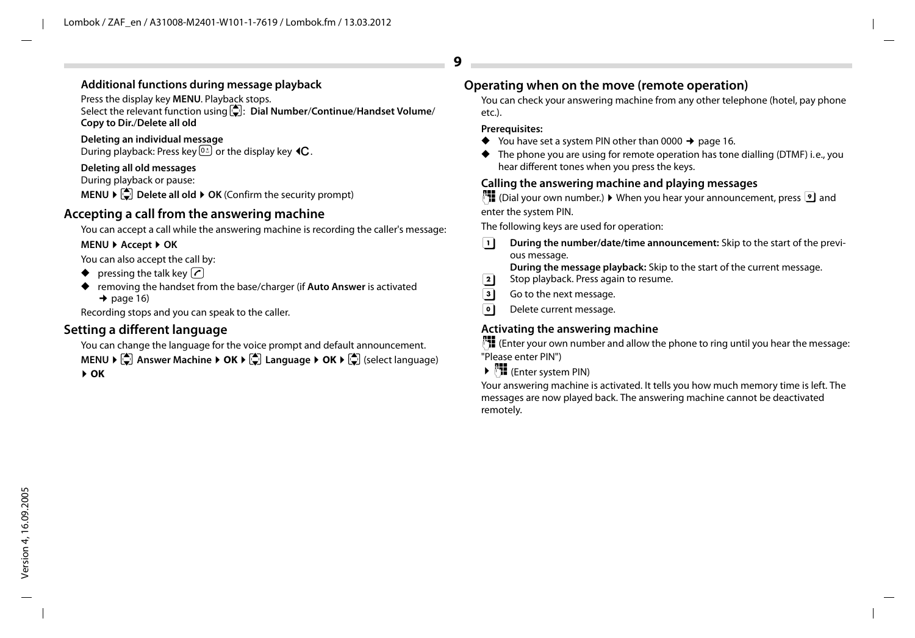#### Additional functions during message playback

Press the display key **MENU**. Playback stops.
Select the relevant function using ⬍: **Dial Number**/**Continue**/**Handset Volume**/ **Copy to Dir.**/**Delete all old**

#### Deleting an individual message

During playback: Press key 0 or the display key ◄C.

#### Deleting all old messages

During playback or pause:

**MENU** ▸ ⬍ **Delete all old** ▸ **OK** (Confirm the security prompt)

## Accepting a call from the answering machine

You can accept a call while the answering machine is recording the caller's message:

**MENU** ▸ **Accept** ▸ **OK**

You can also accept the call by:

- pressing the talk key
- removing the handset from the base/charger (if **Auto Answer** is activated → page 16)

Recording stops and you can speak to the caller.

## Setting a different language

You can change the language for the voice prompt and default announcement.

**MENU** ▸ ⬍ **Answer Machine** ▸ **OK** ▸ ⬍ **Language** ▸ **OK** ▸ ⬍ (select language) ▸ **OK**

## Operating when on the move (remote operation)

You can check your answering machine from any other telephone (hotel, pay phone etc.).

**Prerequisites:**

- You have set a system PIN other than 0000 → page 16.
- The phone you are using for remote operation has tone dialling (DTMF) i.e., you hear different tones when you press the keys.

#### Calling the answering machine and playing messages

(Dial your own number.) ▸ When you hear your announcement, press 9 and enter the system PIN.

The following keys are used for operation:

- **1** **During the number/date/time announcement:** Skip to the start of the previous message.
  **During the message playback:** Skip to the start of the current message.
- **2** Stop playback. Press again to resume.
- **3** Go to the next message.
- **0** Delete current message.

#### Activating the answering machine

(Enter your own number and allow the phone to ring until you hear the message: "Please enter PIN")

▸ (Enter system PIN)

Your answering machine is activated. It tells you how much memory time is left. The messages are now played back. The answering machine cannot be deactivated remotely.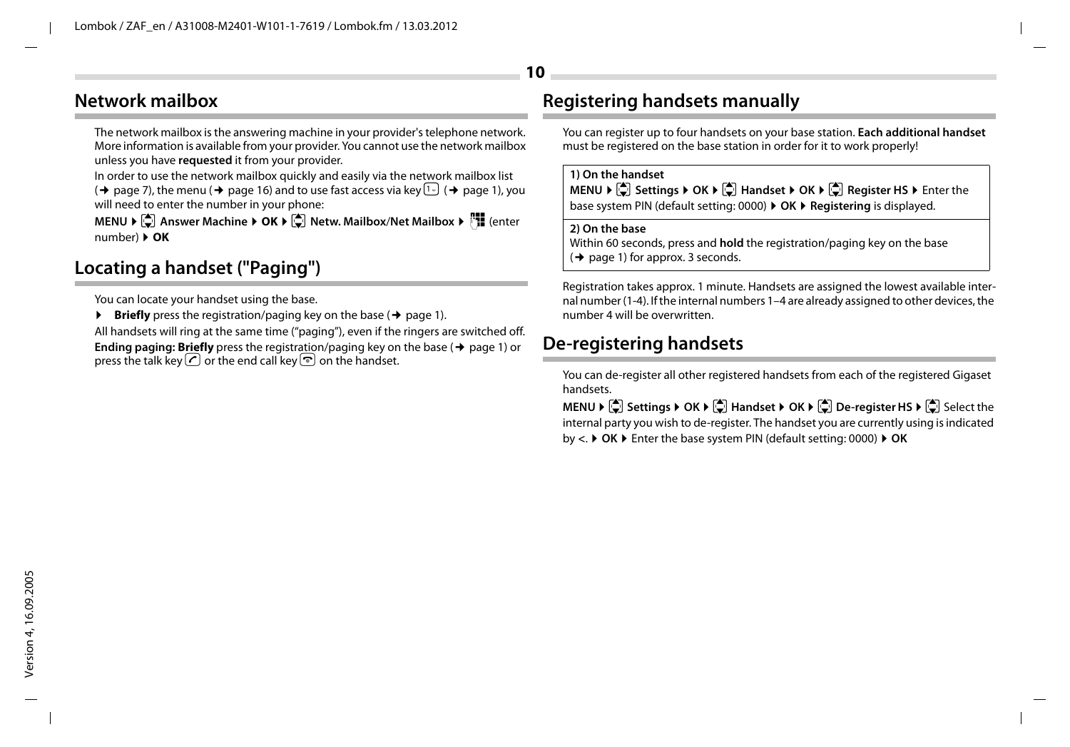## Network mailbox

The network mailbox is the answering machine in your provider's telephone network. More information is available from your provider. You cannot use the network mailbox unless you have **requested** it from your provider.

In order to use the network mailbox quickly and easily via the network mailbox list (➔ page 7), the menu (➔ page 16) and to use fast access via key 1 (➔ page 1), you will need to enter the number in your phone:

**MENU** ▸ ⬍ **Answer Machine** ▸ **OK** ▸ ⬍ **Netw. Mailbox**/**Net Mailbox** ▸ (enter number) ▸ **OK**

## Locating a handset ("Paging")

You can locate your handset using the base.

▸ **Briefly** press the registration/paging key on the base (➔ page 1).

All handsets will ring at the same time ("paging"), even if the ringers are switched off.

**Ending paging: Briefly** press the registration/paging key on the base (➔ page 1) or press the talk key or the end call key on the handset.

## Registering handsets manually

You can register up to four handsets on your base station. **Each additional handset** must be registered on the base station in order for it to work properly!

**1) On the handset**

**MENU** ▸ ⬍ **Settings** ▸ **OK** ▸ ⬍ **Handset** ▸ **OK** ▸ ⬍ **Register HS** ▸ Enter the base system PIN (default setting: 0000) ▸ **OK** ▸ **Registering** is displayed.

**2) On the base**

Within 60 seconds, press and **hold** the registration/paging key on the base (➔ page 1) for approx. 3 seconds.

Registration takes approx. 1 minute. Handsets are assigned the lowest available internal number (1-4). If the internal numbers 1–4 are already assigned to other devices, the number 4 will be overwritten.

## De-registering handsets

You can de-register all other registered handsets from each of the registered Gigaset handsets.

**MENU** ▸ ⬍ **Settings** ▸ **OK** ▸ ⬍ **Handset** ▸ **OK** ▸ ⬍ **De-register HS** ▸ ⬍ Select the internal party you wish to de-register. The handset you are currently using is indicated by <. ▸ **OK** ▸ Enter the base system PIN (default setting: 0000) ▸ **OK**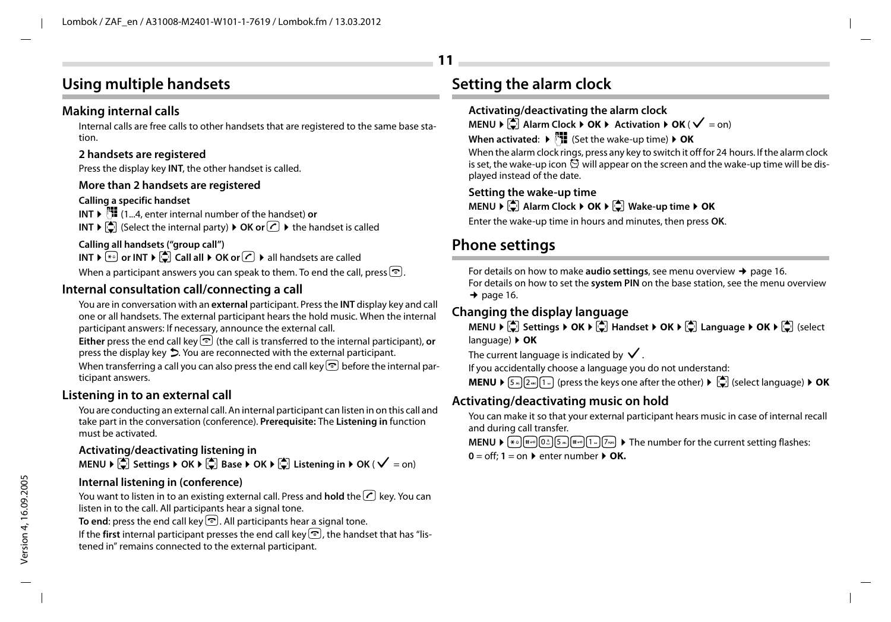# Using multiple handsets

## Making internal calls

Internal calls are free calls to other handsets that are registered to the same base station.

### 2 handsets are registered

Press the display key **INT**, the other handset is called.

### More than 2 handsets are registered

**Calling a specific handset**

**INT** ▶ (1...4, enter internal number of the handset) **or**

**INT** ▶ (Select the internal party) ▶ **OK or** ▶ the handset is called

**Calling all handsets ("group call")**

**INT** ▶ **or INT** ▶ **Call all** ▶ **OK or** ▶ all handsets are called

When a participant answers you can speak to them. To end the call, press .

## Internal consultation call/connecting a call

You are in conversation with an **external** participant. Press the **INT** display key and call one or all handsets. The external participant hears the hold music. When the internal participant answers: If necessary, announce the external call.

**Either** press the end call key (the call is transferred to the internal participant), **or** press the display key . You are reconnected with the external participant.

When transferring a call you can also press the end call key before the internal participant answers.

## Listening in to an external call

You are conducting an external call. An internal participant can listen in on this call and take part in the conversation (conference). **Prerequisite:** The **Listening in** function must be activated.

### Activating/deactivating listening in

**MENU** ▶ **Settings** ▶ **OK** ▶ **Base** ▶ **OK** ▶ **Listening in** ▶ **OK** ( ✓ = on)

### Internal listening in (conference)

You want to listen in to an existing external call. Press and **hold** the key. You can listen in to the call. All participants hear a signal tone.

**To end**: press the end call key . All participants hear a signal tone.

If the **first** internal participant presses the end call key , the handset that has "listened in" remains connected to the external participant.

# Setting the alarm clock

**Activating/deactivating the alarm clock**

**MENU** ▶ **Alarm Clock** ▶ **OK** ▶ **Activation** ▶ **OK** ( ✓ = on)

**When activated**: ▶ (Set the wake-up time) ▶ **OK**

When the alarm clock rings, press any key to switch it off for 24 hours. If the alarm clock is set, the wake-up icon will appear on the screen and the wake-up time will be displayed instead of the date.

**Setting the wake-up time**

**MENU** ▶ **Alarm Clock** ▶ **OK** ▶ **Wake-up time** ▶ **OK**

Enter the wake-up time in hours and minutes, then press **OK**.

# Phone settings

For details on how to make **audio settings**, see menu overview → page 16.
For details on how to set the **system PIN** on the base station, see the menu overview → page 16.

## Changing the display language

**MENU** ▶ **Settings** ▶ **OK** ▶ **Handset** ▶ **OK** ▶ **Language** ▶ **OK** ▶ (select language) ▶ **OK**

The current language is indicated by ✓.

If you accidentally choose a language you do not understand:

**MENU** ▶ 5 2 1 (press the keys one after the other) ▶ (select language) ▶ **OK**

## Activating/deactivating music on hold

You can make it so that your external participant hears music in case of internal recall and during call transfer.

**MENU** ▶ * # 0 5 # 1 7 ▶ The number for the current setting flashes:

**0** = off; **1** = on ▶ enter number ▶ **OK.**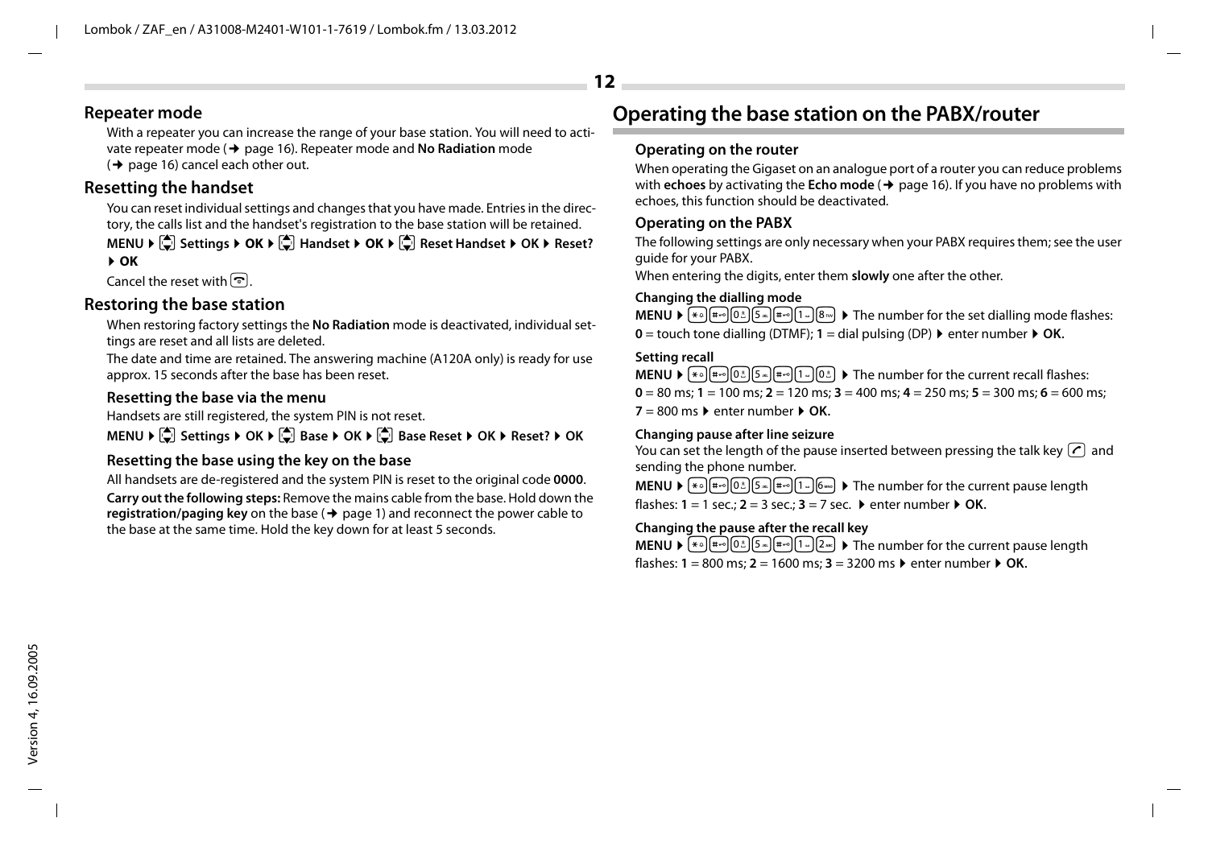## Repeater mode

With a repeater you can increase the range of your base station. You will need to activate repeater mode (➜ page 16). Repeater mode and **No Radiation** mode (➜ page 16) cancel each other out.

## Resetting the handset

You can reset individual settings and changes that you have made. Entries in the directory, the calls list and the handset's registration to the base station will be retained.

**MENU ▸ Settings ▸ OK ▸ Handset ▸ OK ▸ Reset Handset ▸ OK ▸ Reset? ▸ OK**

Cancel the reset with [end key].

## Restoring the base station

When restoring factory settings the **No Radiation** mode is deactivated, individual settings are reset and all lists are deleted.

The date and time are retained. The answering machine (A120A only) is ready for use approx. 15 seconds after the base has been reset.

### Resetting the base via the menu

Handsets are still registered, the system PIN is not reset.

**MENU ▸ Settings ▸ OK ▸ Base ▸ OK ▸ Base Reset ▸ OK ▸ Reset? ▸ OK**

### Resetting the base using the key on the base

All handsets are de-registered and the system PIN is reset to the original code **0000**.

**Carry out the following steps:** Remove the mains cable from the base. Hold down the **registration/paging key** on the base (➜ page 1) and reconnect the power cable to the base at the same time. Hold the key down for at least 5 seconds.

# Operating the base station on the PABX/router

## Operating on the router

When operating the Gigaset on an analogue port of a router you can reduce problems with **echoes** by activating the **Echo mode** (➜ page 16). If you have no problems with echoes, this function should be deactivated.

## Operating on the PABX

The following settings are only necessary when your PABX requires them; see the user guide for your PABX.

When entering the digits, enter them **slowly** one after the other.

#### Changing the dialling mode

**MENU ▸** * # 0 5 # 1 8 ▸ The number for the set dialling mode flashes: **0** = touch tone dialling (DTMF); **1** = dial pulsing (DP) ▸ enter number ▸ **OK.**

#### Setting recall

**MENU ▸** * # 0 5 # 1 0 ▸ The number for the current recall flashes: **0** = 80 ms; **1** = 100 ms; **2** = 120 ms; **3** = 400 ms; **4** = 250 ms; **5** = 300 ms; **6** = 600 ms; **7** = 800 ms ▸ enter number ▸ **OK.**

#### Changing pause after line seizure

You can set the length of the pause inserted between pressing the talk key [talk key] and sending the phone number.

**MENU ▸** * # 0 5 # 1 6 ▸ The number for the current pause length flashes: **1** = 1 sec.; **2** = 3 sec.; **3** = 7 sec. ▸ enter number ▸ **OK.**

#### Changing the pause after the recall key

**MENU ▸** * # 0 5 # 1 2 ▸ The number for the current pause length flashes: **1** = 800 ms; **2** = 1600 ms; **3** = 3200 ms ▸ enter number ▸ **OK.**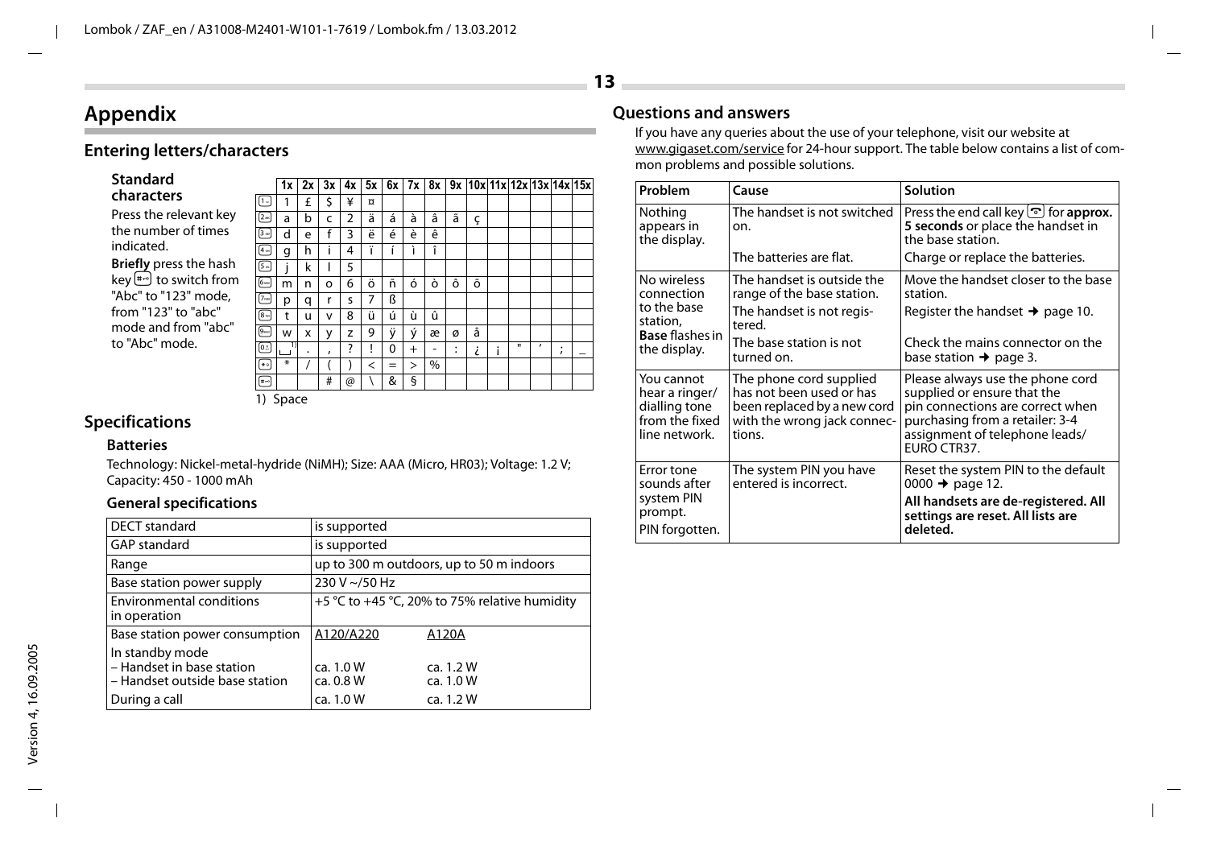# Appendix

## Entering letters/characters

### Standard characters

Press the relevant key the number of times indicated.

**Briefly** press the hash key [#] to switch from "Abc" to "123" mode, from "123" to "abc" mode and from "abc" to "Abc" mode.

| | 1x | 2x | 3x | 4x | 5x | 6x | 7x | 8x | 9x | 10x | 11x | 12x | 13x | 14x | 15x |
|---|---|---|---|---|---|---|---|---|---|---|---|---|---|---|---|
| 1 | 1 | £ | $ | ¥ | ¤ | | | | | | | | | | |
| 2 | a | b | c | 2 | ä | á | à | â | ã | ç | | | | | |
| 3 | d | e | f | 3 | ë | é | è | ê | | | | | | | |
| 4 | g | h | i | 4 | ï | í | ì | î | | | | | | | |
| 5 | j | k | l | 5 | | | | | | | | | | | |
| 6 | m | n | o | 6 | ö | ñ | ó | ò | ô | õ | | | | | |
| 7 | p | q | r | s | 7 | ß | | | | | | | | | |
| 8 | t | u | v | 8 | ü | ú | ù | û | | | | | | | |
| 9 | w | x | y | z | 9 | ÿ | ý | æ | ø | å | | | | | |
| 0 | ␣[1] | . | , | ? | ! | 0 | + | - | : | ¿ | ¡ | " | ' | ; | _ |
| * | * | / | ( | ) | < | = | > | % | | | | | | | |
| # | | | # | @ | \ | & | § | | | | | | | | |

1) Space

## Specifications

### Batteries

Technology: Nickel-metal-hydride (NiMH); Size: AAA (Micro, HR03); Voltage: 1.2 V; Capacity: 450 - 1000 mAh

### General specifications

| | | |
|---|---|---|
| DECT standard | is supported | |
| GAP standard | is supported | |
| Range | up to 300 m outdoors, up to 50 m indoors | |
| Base station power supply | 230 V ~/50 Hz | |
| Environmental conditions in operation | +5 °C to +45 °C, 20% to 75% relative humidity | |
| Base station power consumption | A120/A220 | A120A |
| In standby mode | | |
| – Handset in base station | ca. 1.0 W | ca. 1.2 W |
| – Handset outside base station | ca. 0.8 W | ca. 1.0 W |
| During a call | ca. 1.0 W | ca. 1.2 W |

## Questions and answers

If you have any queries about the use of your telephone, visit our website at www.gigaset.com/service for 24-hour support. The table below contains a list of common problems and possible solutions.

| Problem | Cause | Solution |
|---|---|---|
| Nothing appears in the display. | The handset is not switched on. | Press the end call key for **approx. 5 seconds** or place the handset in the base station. |
| | The batteries are flat. | Charge or replace the batteries. |
| No wireless connection to the base station, **Base** flashes in the display. | The handset is outside the range of the base station. | Move the handset closer to the base station. |
| | The handset is not registered. | Register the handset ➜ page 10. |
| | The base station is not turned on. | Check the mains connector on the base station ➜ page 3. |
| You cannot hear a ringer/dialling tone from the fixed line network. | The phone cord supplied has not been used or has been replaced by a new cord with the wrong jack connections. | Please always use the phone cord supplied or ensure that the pin connections are correct when purchasing from a retailer: 3-4 assignment of telephone leads/ EURO CTR37. |
| Error tone sounds after system PIN prompt. PIN forgotten. | The system PIN you have entered is incorrect. | Reset the system PIN to the default 0000 ➜ page 12. **All handsets are de-registered. All settings are reset. All lists are deleted.** |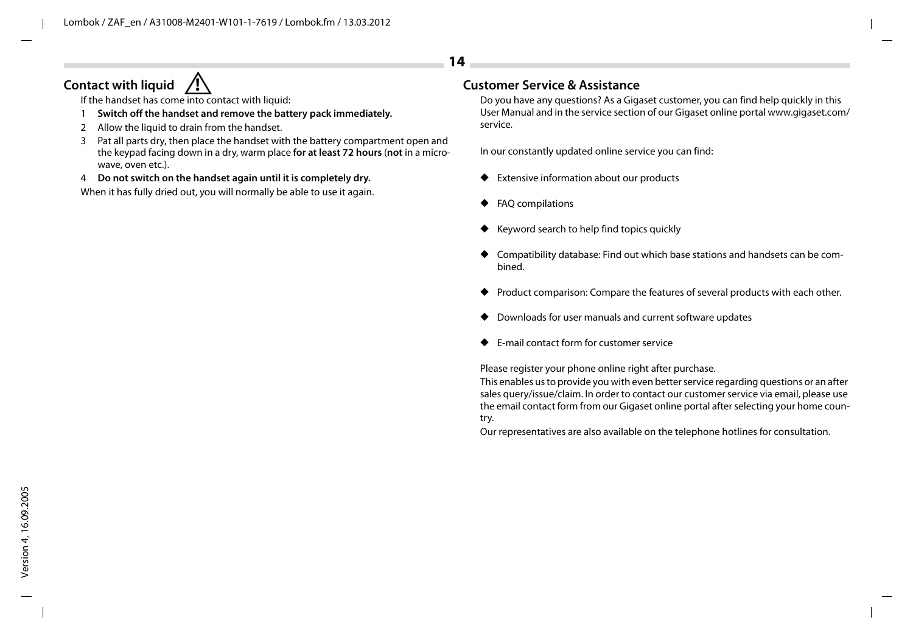## Contact with liquid ⚠

If the handset has come into contact with liquid:

1. **Switch off the handset and remove the battery pack immediately.**
2. Allow the liquid to drain from the handset.
3. Pat all parts dry, then place the handset with the battery compartment open and the keypad facing down in a dry, warm place **for at least 72 hours** (**not** in a microwave, oven etc.).
4. **Do not switch on the handset again until it is completely dry.**

When it has fully dried out, you will normally be able to use it again.

## Customer Service & Assistance

Do you have any questions? As a Gigaset customer, you can find help quickly in this User Manual and in the service section of our Gigaset online portal www.gigaset.com/service.

In our constantly updated online service you can find:

- Extensive information about our products
- FAQ compilations
- Keyword search to help find topics quickly
- Compatibility database: Find out which base stations and handsets can be combined.
- Product comparison: Compare the features of several products with each other.
- Downloads for user manuals and current software updates
- E-mail contact form for customer service

Please register your phone online right after purchase.

This enables us to provide you with even better service regarding questions or an after sales query/issue/claim. In order to contact our customer service via email, please use the email contact form from our Gigaset online portal after selecting your home country.

Our representatives are also available on the telephone hotlines for consultation.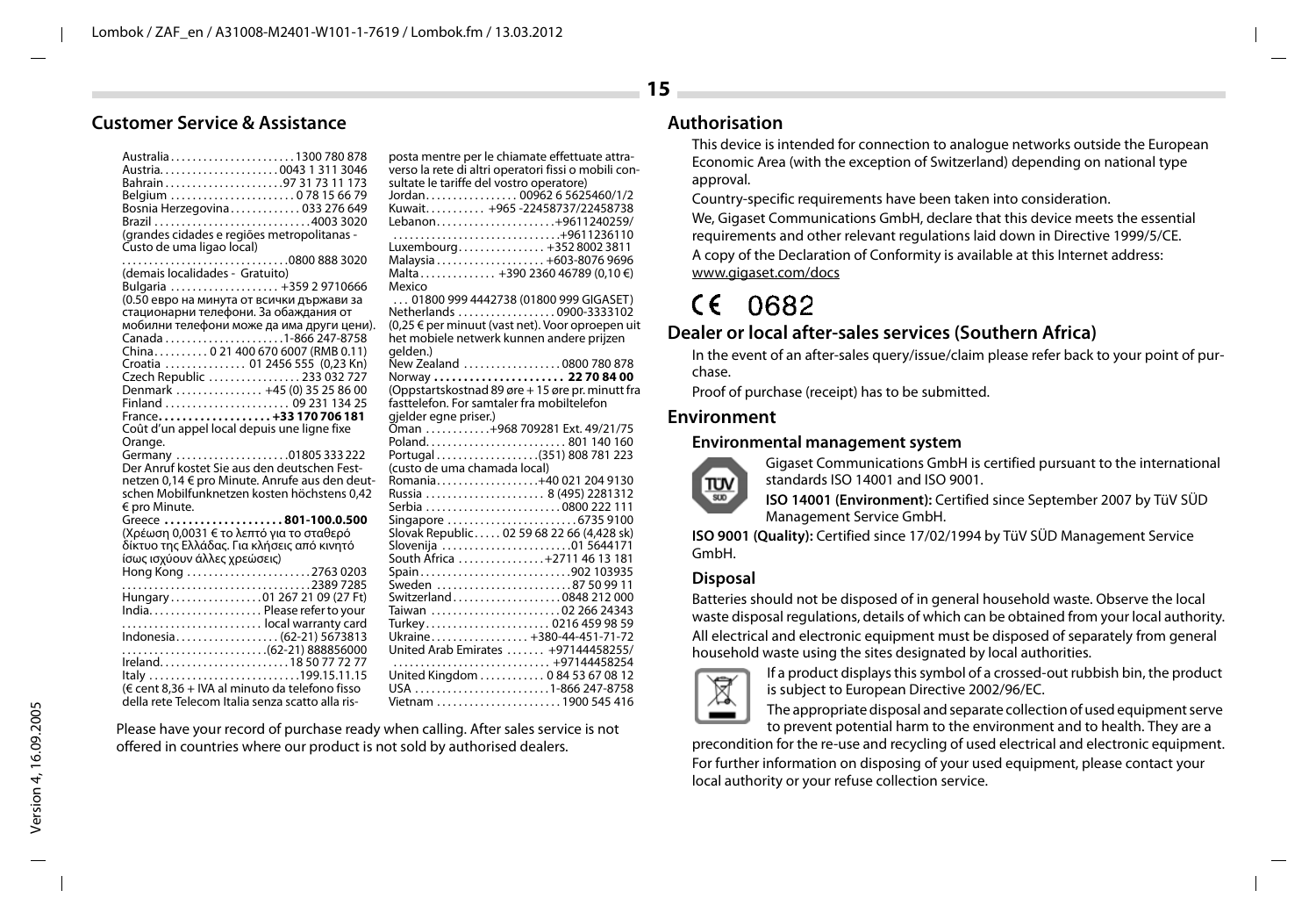## Customer Service & Assistance

Australia . . . . . . . . . . . . . . . . . . . . . . . 1300 780 878
Austria. . . . . . . . . . . . . . . . . . . . . . 0043 1 311 3046
Bahrain . . . . . . . . . . . . . . . . . . . . . . 97 31 73 11 173
Belgium . . . . . . . . . . . . . . . . . . . . . . . 0 78 15 66 79
Bosnia Herzegovina . . . . . . . . . . . . . 033 276 649
Brazil . . . . . . . . . . . . . . . . . . . . . . . . . . . . 4003 3020
(grandes cidades e regiões metropolitanas - Custo de uma ligao local)
. . . . . . . . . . . . . . . . . . . . . . . . . . . . . . 0800 888 3020
(demais localidades - Gratuito)
Bulgaria . . . . . . . . . . . . . . . . . . . . +359 2 9710666
(0.50 евро на минута от всички държави за стационарни телефони. За обаждания от мобилни телефони може да има други цени).
Canada . . . . . . . . . . . . . . . . . . . . . . 1-866 247-8758
China. . . . . . . . . . 0 21 400 670 6007 (RMB 0.11)
Croatia . . . . . . . . . . . . . . . 01 2456 555 (0,23 Kn)
Czech Republic . . . . . . . . . . . . . . . . . 233 032 727
Denmark . . . . . . . . . . . . . . . . +45 (0) 35 25 86 00
Finland . . . . . . . . . . . . . . . . . . . . . . . 09 231 134 25
**France. . . . . . . . . . . . . . . . . . . +33 170 706 181**
Coût d'un appel local depuis une ligne fixe Orange.
Germany . . . . . . . . . . . . . . . . . . . . . 01805 333 222
Der Anruf kostet Sie aus den deutschen Festnetzen 0,14 € pro Minute. Anrufe aus den deutschen Mobilfunknetzen kosten höchstens 0,42 € pro Minute.
**Greece . . . . . . . . . . . . . . . . . . . . 801-100.0.500**
(Χρέωση 0,0031 € το λεπτό για το σταθερό δίκτυο της Ελλάδας. Για κλήσεις από κινητό ίσως ισχύουν άλλες χρεώσεις)
Hong Kong . . . . . . . . . . . . . . . . . . . . . . . 2763 0203
. . . . . . . . . . . . . . . . . . . . . . . . . . . . . . . . . . . 2389 7285
Hungary . . . . . . . . . . . . . . . . . 01 267 21 09 (27 Ft)
India. . . . . . . . . . . . . . . . . . . . . Please refer to your
. . . . . . . . . . . . . . . . . . . . . . . . . . local warranty card
Indonesia . . . . . . . . . . . . . . . . . . . (62-21) 5673813
. . . . . . . . . . . . . . . . . . . . . . . . . . (62-21) 888856000
Ireland. . . . . . . . . . . . . . . . . . . . . . . . 18 50 77 72 77
Italy . . . . . . . . . . . . . . . . . . . . . . . . . . . 199.15.11.15
(€ cent 8,36 + IVA al minuto da telefono fisso della rete Telecom Italia senza scatto alla risposta mentre per le chiamate effettuate attraverso la rete di altri operatori fissi o mobili consultate le tariffe del vostro operatore)
Jordan. . . . . . . . . . . . . . . . . . 00962 6 5625460/1/2
Kuwait. . . . . . . . . . . +965 -22458737/22458738
Lebanon. . . . . . . . . . . . . . . . . . . . . . +9611240259/
. . . . . . . . . . . . . . . . . . . . . . . . . . . . . . +9611236110
Luxembourg. . . . . . . . . . . . . . . . +352 8002 3811
Malaysia . . . . . . . . . . . . . . . . . . . . +603-8076 9696
Malta . . . . . . . . . . . . . +390 2360 46789 (0,10 €)
Mexico
. . . 01800 999 4442738 (01800 999 GIGASET)
Netherlands . . . . . . . . . . . . . . . . . . 0900-3333102
(0,25 € per minuut (vast net). Voor oproepen uit het mobiele netwerk kunnen andere prijzen gelden.)
New Zealand . . . . . . . . . . . . . . . . . . 0800 780 878
**Norway . . . . . . . . . . . . . . . . . . . . . . 22 70 84 00**
(Oppstartskostnad 89 øre + 15 øre pr. minutt fra fasttelefon. For samtaler fra mobiltelefon gjelder egne priser.)
Oman . . . . . . . . . . . . +968 709281 Ext. 49/21/75
Poland. . . . . . . . . . . . . . . . . . . . . . . . . . 801 140 160
Portugal . . . . . . . . . . . . . . . . . . . (351) 808 781 223
(custo de uma chamada local)
Romania. . . . . . . . . . . . . . . . . . . +40 021 204 9130
Russia . . . . . . . . . . . . . . . . . . . . . . 8 (495) 2281312
Serbia . . . . . . . . . . . . . . . . . . . . . . . . . 0800 222 111
Singapore . . . . . . . . . . . . . . . . . . . . . . . . 6735 9100
Slovak Republic . . . . . 02 59 68 22 66 (4,428 sk)
Slovenija . . . . . . . . . . . . . . . . . . . . . . . . 01 5644171
South Africa . . . . . . . . . . . . . . . . +2711 46 13 181
Spain . . . . . . . . . . . . . . . . . . . . . . . . . . . . 902 103935
Sweden . . . . . . . . . . . . . . . . . . . . . . . . . 87 50 99 11
Switzerland . . . . . . . . . . . . . . . . . . . . 0848 212 000
Taiwan . . . . . . . . . . . . . . . . . . . . . . . . 02 266 24343
Turkey . . . . . . . . . . . . . . . . . . . . . . . 0216 459 98 59
Ukraine . . . . . . . . . . . . . . . . . . +380-44-451-71-72
United Arab Emirates . . . . . . . +97144458255/
. . . . . . . . . . . . . . . . . . . . . . . . . . . . . +97144458254
United Kingdom . . . . . . . . . . . . 0 84 53 67 08 12
USA . . . . . . . . . . . . . . . . . . . . . . . . . 1-866 247-8758
Vietnam . . . . . . . . . . . . . . . . . . . . . . . 1900 545 416

Please have your record of purchase ready when calling. After sales service is not offered in countries where our product is not sold by authorised dealers.

## Authorisation

This device is intended for connection to analogue networks outside the European Economic Area (with the exception of Switzerland) depending on national type approval.

Country-specific requirements have been taken into consideration.

We, Gigaset Communications GmbH, declare that this device meets the essential requirements and other relevant regulations laid down in Directive 1999/5/CE.

A copy of the Declaration of Conformity is available at this Internet address: www.gigaset.com/docs

CE 0682

## Dealer or local after-sales services (Southern Africa)

In the event of an after-sales query/issue/claim please refer back to your point of purchase.

Proof of purchase (receipt) has to be submitted.

## Environment

### Environmental management system

Gigaset Communications GmbH is certified pursuant to the international standards ISO 14001 and ISO 9001.

**ISO 14001 (Environment):** Certified since September 2007 by TüV SÜD Management Service GmbH.

**ISO 9001 (Quality):** Certified since 17/02/1994 by TüV SÜD Management Service GmbH.

### Disposal

Batteries should not be disposed of in general household waste. Observe the local waste disposal regulations, details of which can be obtained from your local authority.

All electrical and electronic equipment must be disposed of separately from general household waste using the sites designated by local authorities.

If a product displays this symbol of a crossed-out rubbish bin, the product is subject to European Directive 2002/96/EC.

The appropriate disposal and separate collection of used equipment serve to prevent potential harm to the environment and to health. They are a precondition for the re-use and recycling of used electrical and electronic equipment.

For further information on disposing of your used equipment, please contact your local authority or your refuse collection service.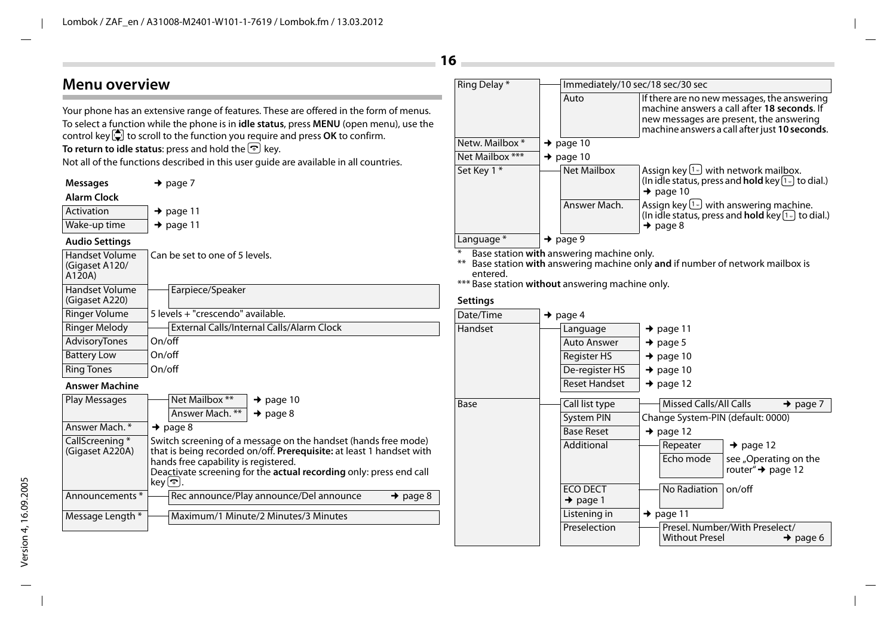# Menu overview

Your phone has an extensive range of features. These are offered in the form of menus.

To select a function while the phone is in **idle status**, press **MENU** (open menu), use the control key to scroll to the function you require and press **OK** to confirm.

**To return to idle status**: press and hold the key.

Not all of the functions described in this user guide are available in all countries.

**Messages** ➜ page 7

**Alarm Clock**

| | |
|---|---|
| Activation | ➜ page 11 |
| Wake-up time | ➜ page 11 |

**Audio Settings**

| | | |
|---|---|---|
| Handset Volume (Gigaset A120/ A120A) | Can be set to one of 5 levels. | |
| Handset Volume (Gigaset A220) | Earpiece/Speaker | |
| Ringer Volume | 5 levels + "crescendo" available. | |
| Ringer Melody | External Calls/Internal Calls/Alarm Clock | |
| AdvisoryTones | On/off | |
| Battery Low | On/off | |
| Ring Tones | On/off | |

**Answer Machine**

| | | |
|---|---|---|
| Play Messages | Net Mailbox ** | ➜ page 10 |
| | Answer Mach. ** | ➜ page 8 |
| Answer Mach. * | ➜ page 8 | |
| CallScreening * (Gigaset A220A) | Switch screening of a message on the handset (hands free mode) that is being recorded on/off. **Prerequisite:** at least 1 handset with hands free capability is registered. Deactivate screening for the **actual recording** only: press end call key. | |
| Announcements * | Rec announce/Play announce/Del announce | ➜ page 8 |
| Message Length * | Maximum/1 Minute/2 Minutes/3 Minutes | |
| Ring Delay * | Immediately/10 sec/18 sec/30 sec | |
| | Auto | If there are no new messages, the answering machine answers a call after **18 seconds**. If new messages are present, the answering machine answers a call after just **10 seconds**. |
| Netw. Mailbox * | ➜ page 10 | |
| Net Mailbox *** | ➜ page 10 | |
| Set Key 1 * | Net Mailbox | Assign key 1 with network mailbox. (In idle status, press and **hold** key 1 to dial.) ➜ page 10 |
| | Answer Mach. | Assign key 1 with answering machine. (In idle status, press and **hold** key 1 to dial.) ➜ page 8 |
| Language * | ➜ page 9 | |

\* Base station **with** answering machine only.

\*\* Base station **with** answering machine only **and** if number of network mailbox is entered.

\*\*\* Base station **without** answering machine only.

**Settings**

| | | | |
|---|---|---|---|
| Date/Time | ➜ page 4 | | |
| Handset | Language | ➜ page 11 | |
| | Auto Answer | ➜ page 5 | |
| | Register HS | ➜ page 10 | |
| | De-register HS | ➜ page 10 | |
| | Reset Handset | ➜ page 12 | |
| Base | Call list type | Missed Calls/All Calls | ➜ page 7 |
| | System PIN | Change System-PIN (default: 0000) | |
| | Base Reset | ➜ page 12 | |
| | Additional | Repeater | ➜ page 12 |
| | | Echo mode | see „Operating on the router" ➜ page 12 |
| | ECO DECT ➜ page 1 | No Radiation | on/off |
| | Listening in | ➜ page 11 | |
| | Preselection | Presel. Number/With Preselect/ Without Presel | ➜ page 6 |